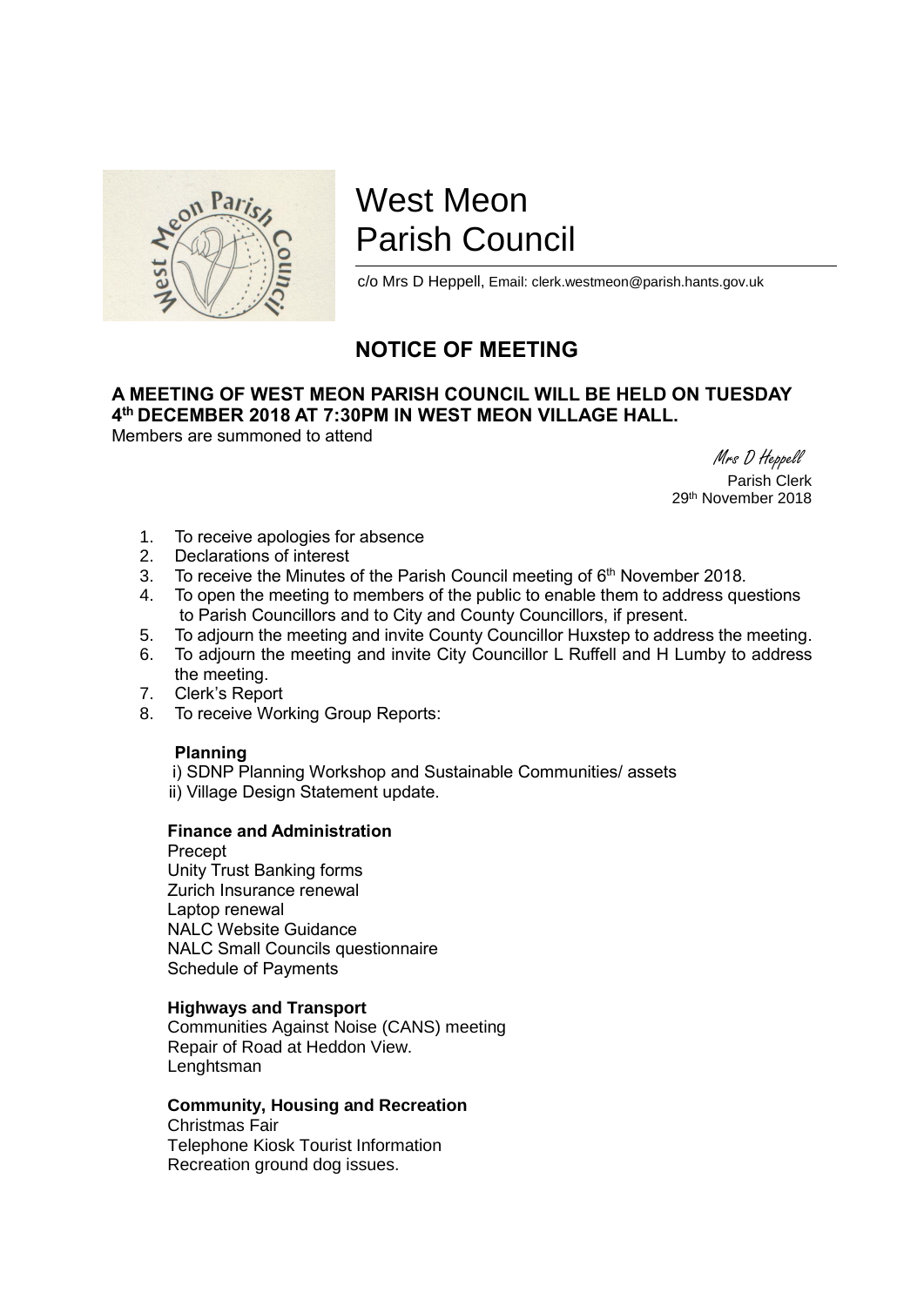# West Meon Parish Council

c/o Mrs D Heppell, Email: clerk.westmeon@parish.hants.gov.uk

## NOTICE OF MEETING

**A MEETING OF WEST MEON PARISH COUNCIL WILL BE HELD ON TUESDAY 4th DECEMBER 2018 AT 7:30PM IN WEST MEON VILLAGE HALL.**

Members are summoned to attend

Mrs D Heppell
Parish Clerk
29th November 2018

1. To receive apologies for absence
2. Declarations of interest
3. To receive the Minutes of the Parish Council meeting of 6th November 2018.
4. To open the meeting to members of the public to enable them to address questions to Parish Councillors and to City and County Councillors, if present.
5. To adjourn the meeting and invite County Councillor Huxstep to address the meeting.
6. To adjourn the meeting and invite City Councillor L Ruffell and H Lumby to address the meeting.
7. Clerk's Report
8. To receive Working Group Reports:

**Planning**

i) SDNP Planning Workshop and Sustainable Communities/ assets
ii) Village Design Statement update.

**Finance and Administration**

Precept
Unity Trust Banking forms
Zurich Insurance renewal
Laptop renewal
NALC Website Guidance
NALC Small Councils questionnaire
Schedule of Payments

**Highways and Transport**

Communities Against Noise (CANS) meeting
Repair of Road at Heddon View.
Lenghtsman

**Community, Housing and Recreation**

Christmas Fair
Telephone Kiosk Tourist Information
Recreation ground dog issues.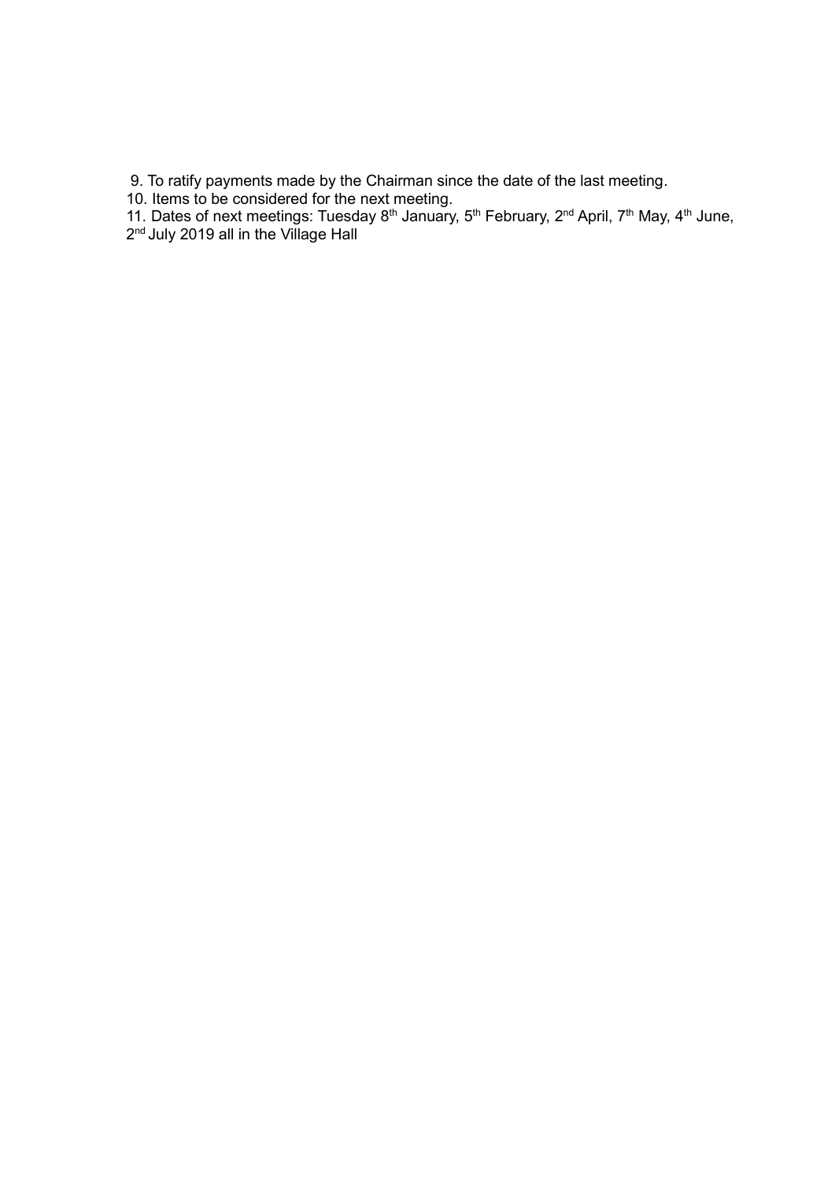9. To ratify payments made by the Chairman since the date of the last meeting.
10. Items to be considered for the next meeting.
11. Dates of next meetings: Tuesday 8th January, 5th February, 2nd April, 7th May, 4th June, 2nd July 2019 all in the Village Hall